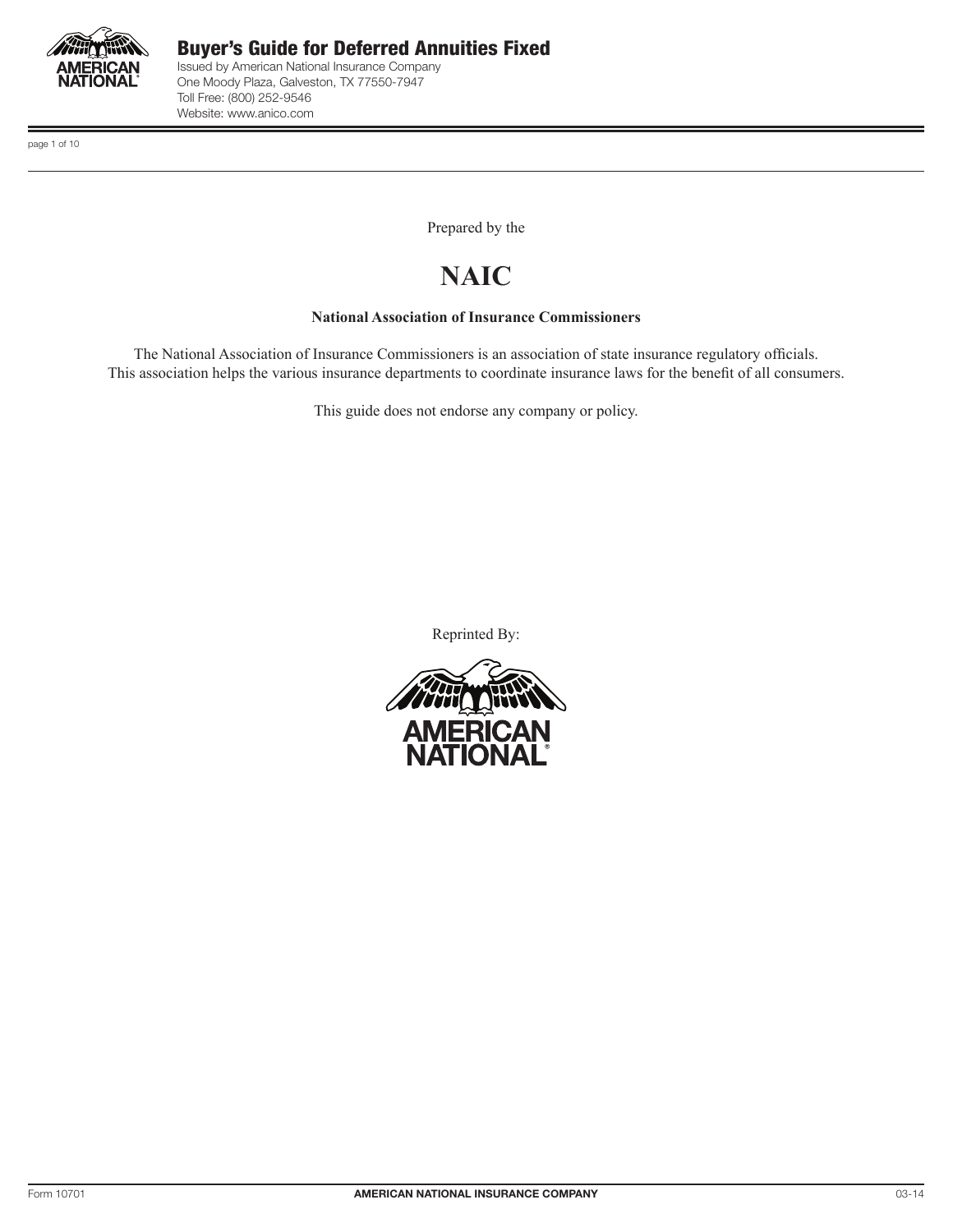# Buyer's Guide for Deferred Annuities Fixed

Issued by American National Insurance Company
One Moody Plaza, Galveston, TX 77550-7947
Toll Free: (800) 252-9546
Website: www.anico.com

Prepared by the

## NAIC

**National Association of Insurance Commissioners**

The National Association of Insurance Commissioners is an association of state insurance regulatory officials. This association helps the various insurance departments to coordinate insurance laws for the benefit of all consumers.

This guide does not endorse any company or policy.

Reprinted By:

AMERICAN NATIONAL®

Form 10701 AMERICAN NATIONAL INSURANCE COMPANY 03-14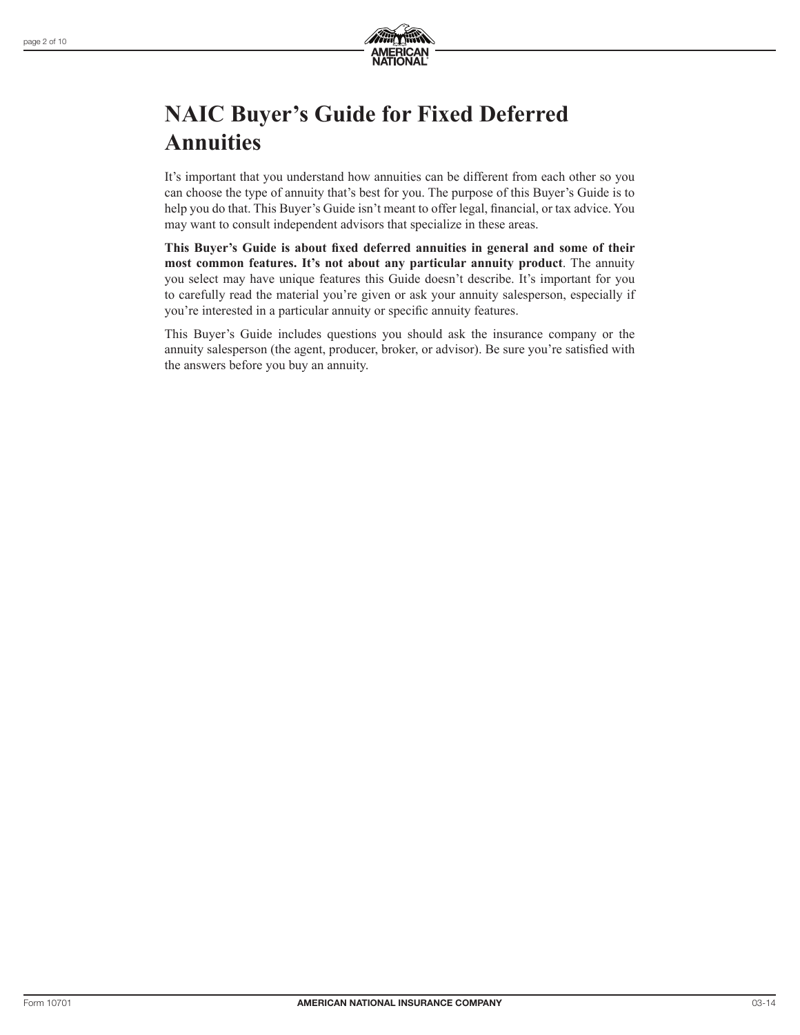# NAIC Buyer's Guide for Fixed Deferred Annuities

It's important that you understand how annuities can be different from each other so you can choose the type of annuity that's best for you. The purpose of this Buyer's Guide is to help you do that. This Buyer's Guide isn't meant to offer legal, financial, or tax advice. You may want to consult independent advisors that specialize in these areas.

**This Buyer's Guide is about fixed deferred annuities in general and some of their most common features. It's not about any particular annuity product**. The annuity you select may have unique features this Guide doesn't describe. It's important for you to carefully read the material you're given or ask your annuity salesperson, especially if you're interested in a particular annuity or specific annuity features.

This Buyer's Guide includes questions you should ask the insurance company or the annuity salesperson (the agent, producer, broker, or advisor). Be sure you're satisfied with the answers before you buy an annuity.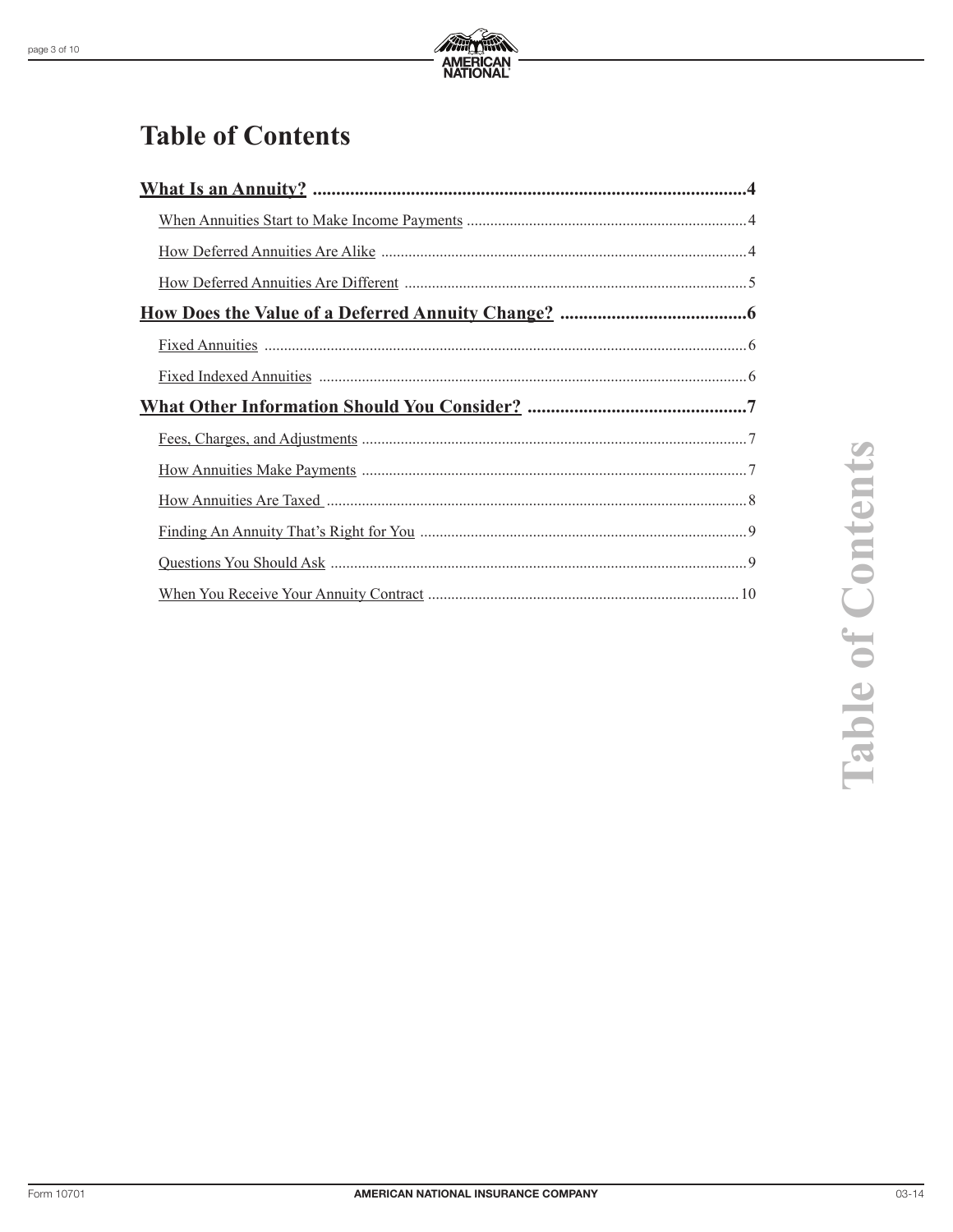# Table of Contents

**What Is an Annuity? .......... 4**

- When Annuities Start to Make Income Payments .......... 4
- How Deferred Annuities Are Alike .......... 4
- How Deferred Annuities Are Different .......... 5

**How Does the Value of a Deferred Annuity Change? .......... 6**

- Fixed Annuities .......... 6
- Fixed Indexed Annuities .......... 6

**What Other Information Should You Consider? .......... 7**

- Fees, Charges, and Adjustments .......... 7
- How Annuities Make Payments .......... 7
- How Annuities Are Taxed .......... 8
- Finding An Annuity That's Right for You .......... 9
- Questions You Should Ask .......... 9
- When You Receive Your Annuity Contract .......... 10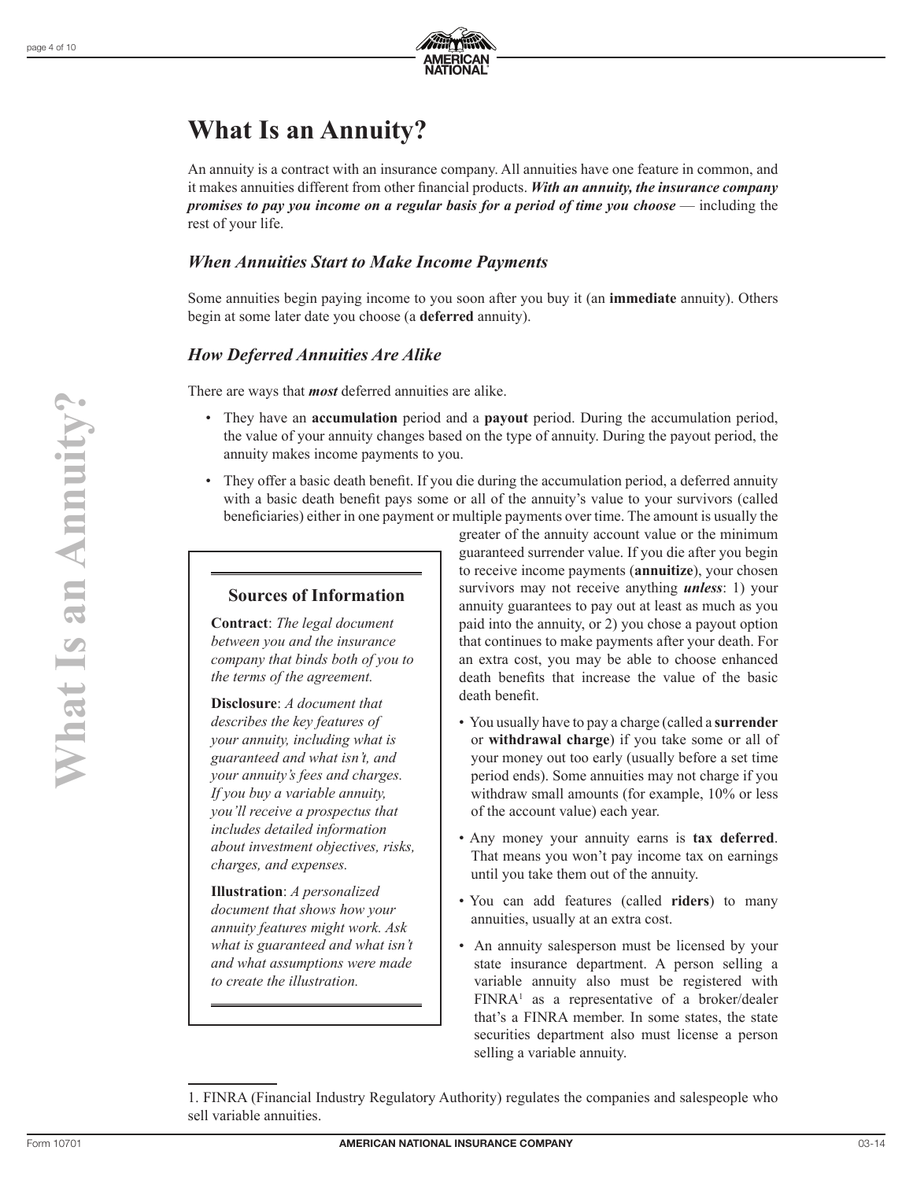# What Is an Annuity?

An annuity is a contract with an insurance company. All annuities have one feature in common, and it makes annuities different from other financial products. ***With an annuity, the insurance company promises to pay you income on a regular basis for a period of time you choose*** — including the rest of your life.

## *When Annuities Start to Make Income Payments*

Some annuities begin paying income to you soon after you buy it (an **immediate** annuity). Others begin at some later date you choose (a **deferred** annuity).

## *How Deferred Annuities Are Alike*

There are ways that ***most*** deferred annuities are alike.

- They have an **accumulation** period and a **payout** period. During the accumulation period, the value of your annuity changes based on the type of annuity. During the payout period, the annuity makes income payments to you.
- They offer a basic death benefit. If you die during the accumulation period, a deferred annuity with a basic death benefit pays some or all of the annuity's value to your survivors (called beneficiaries) either in one payment or multiple payments over time. The amount is usually the greater of the annuity account value or the minimum guaranteed surrender value. If you die after you begin to receive income payments (**annuitize**), your chosen survivors may not receive anything ***unless***: 1) your annuity guarantees to pay out at least as much as you paid into the annuity, or 2) you chose a payout option that continues to make payments after your death. For an extra cost, you may be able to choose enhanced death benefits that increase the value of the basic death benefit.
- You usually have to pay a charge (called a **surrender** or **withdrawal charge**) if you take some or all of your money out too early (usually before a set time period ends). Some annuities may not charge if you withdraw small amounts (for example, 10% or less of the account value) each year.
- Any money your annuity earns is **tax deferred**. That means you won't pay income tax on earnings until you take them out of the annuity.
- You can add features (called **riders**) to many annuities, usually at an extra cost.
- An annuity salesperson must be licensed by your state insurance department. A person selling a variable annuity also must be registered with FINRA[1] as a representative of a broker/dealer that's a FINRA member. In some states, the state securities department also must license a person selling a variable annuity.

### Sources of Information

**Contract**: *The legal document between you and the insurance company that binds both of you to the terms of the agreement.*

**Disclosure**: *A document that describes the key features of your annuity, including what is guaranteed and what isn't, and your annuity's fees and charges. If you buy a variable annuity, you'll receive a prospectus that includes detailed information about investment objectives, risks, charges, and expenses.*

**Illustration**: *A personalized document that shows how your annuity features might work. Ask what is guaranteed and what isn't and what assumptions were made to create the illustration.*

---

1. FINRA (Financial Industry Regulatory Authority) regulates the companies and salespeople who sell variable annuities.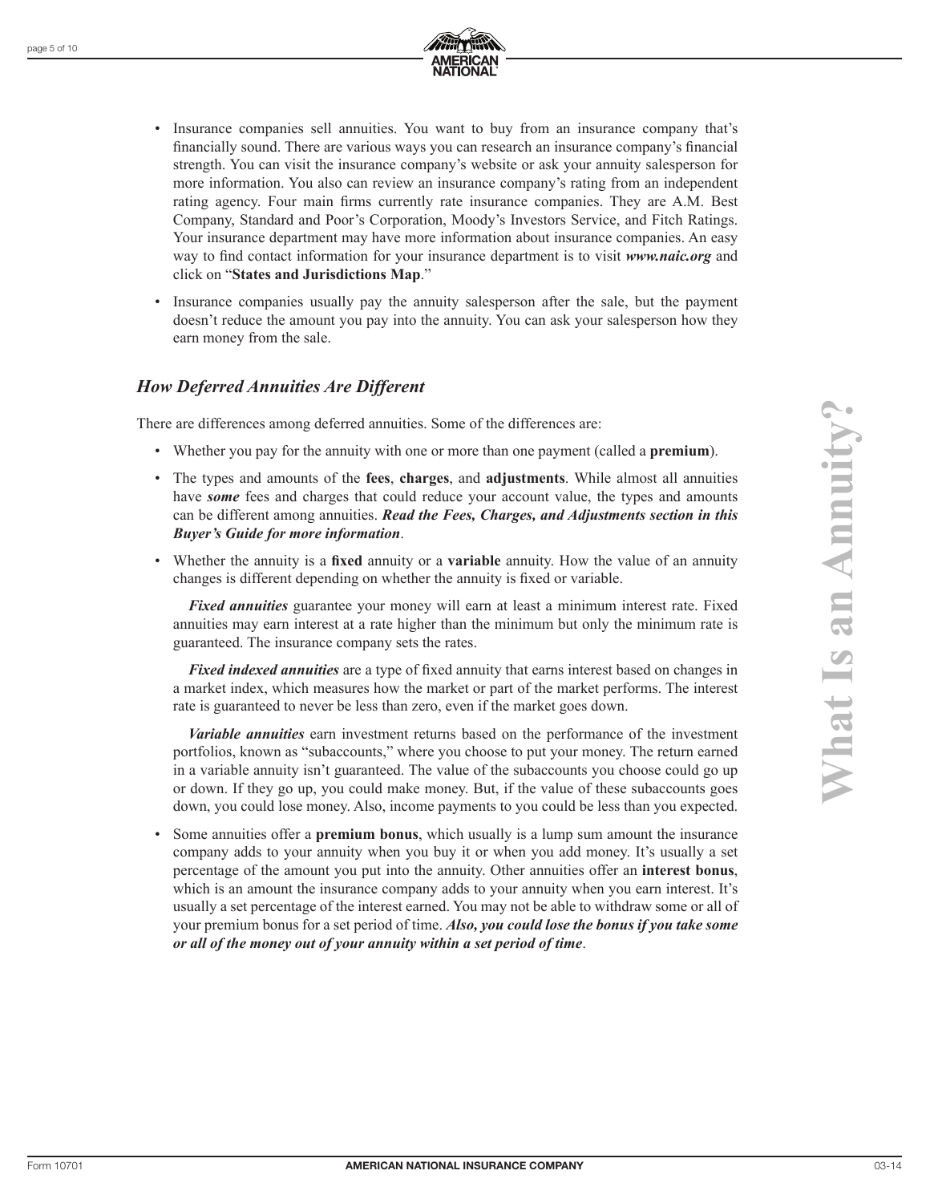- Insurance companies sell annuities. You want to buy from an insurance company that's financially sound. There are various ways you can research an insurance company's financial strength. You can visit the insurance company's website or ask your annuity salesperson for more information. You also can review an insurance company's rating from an independent rating agency. Four main firms currently rate insurance companies. They are A.M. Best Company, Standard and Poor's Corporation, Moody's Investors Service, and Fitch Ratings. Your insurance department may have more information about insurance companies. An easy way to find contact information for your insurance department is to visit ***www.naic.org*** and click on "**States and Jurisdictions Map**."
- Insurance companies usually pay the annuity salesperson after the sale, but the payment doesn't reduce the amount you pay into the annuity. You can ask your salesperson how they earn money from the sale.

### *How Deferred Annuities Are Different*

There are differences among deferred annuities. Some of the differences are:

- Whether you pay for the annuity with one or more than one payment (called a **premium**).
- The types and amounts of the **fees**, **charges**, and **adjustments**. While almost all annuities have ***some*** fees and charges that could reduce your account value, the types and amounts can be different among annuities. ***Read the Fees, Charges, and Adjustments section in this Buyer's Guide for more information***.
- Whether the annuity is a **fixed** annuity or a **variable** annuity. How the value of an annuity changes is different depending on whether the annuity is fixed or variable.

  ***Fixed annuities*** guarantee your money will earn at least a minimum interest rate. Fixed annuities may earn interest at a rate higher than the minimum but only the minimum rate is guaranteed. The insurance company sets the rates.

  ***Fixed indexed annuities*** are a type of fixed annuity that earns interest based on changes in a market index, which measures how the market or part of the market performs. The interest rate is guaranteed to never be less than zero, even if the market goes down.

  ***Variable annuities*** earn investment returns based on the performance of the investment portfolios, known as "subaccounts," where you choose to put your money. The return earned in a variable annuity isn't guaranteed. The value of the subaccounts you choose could go up or down. If they go up, you could make money. But, if the value of these subaccounts goes down, you could lose money. Also, income payments to you could be less than you expected.

- Some annuities offer a **premium bonus**, which usually is a lump sum amount the insurance company adds to your annuity when you buy it or when you add money. It's usually a set percentage of the amount you put into the annuity. Other annuities offer an **interest bonus**, which is an amount the insurance company adds to your annuity when you earn interest. It's usually a set percentage of the interest earned. You may not be able to withdraw some or all of your premium bonus for a set period of time. ***Also, you could lose the bonus if you take some or all of the money out of your annuity within a set period of time***.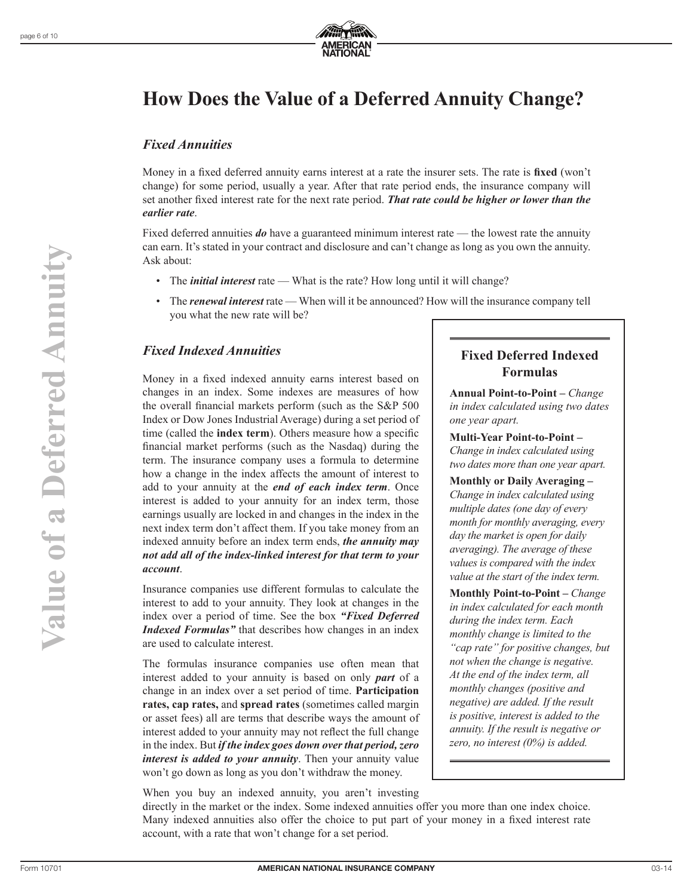# How Does the Value of a Deferred Annuity Change?

## *Fixed Annuities*

Money in a fixed deferred annuity earns interest at a rate the insurer sets. The rate is **fixed** (won't change) for some period, usually a year. After that rate period ends, the insurance company will set another fixed interest rate for the next rate period. ***That rate could be higher or lower than the earlier rate***.

Fixed deferred annuities ***do*** have a guaranteed minimum interest rate — the lowest rate the annuity can earn. It's stated in your contract and disclosure and can't change as long as you own the annuity. Ask about:

- The ***initial interest*** rate — What is the rate? How long until it will change?
- The ***renewal interest*** rate — When will it be announced? How will the insurance company tell you what the new rate will be?

## *Fixed Indexed Annuities*

Money in a fixed indexed annuity earns interest based on changes in an index. Some indexes are measures of how the overall financial markets perform (such as the S&P 500 Index or Dow Jones Industrial Average) during a set period of time (called the **index term**). Others measure how a specific financial market performs (such as the Nasdaq) during the term. The insurance company uses a formula to determine how a change in the index affects the amount of interest to add to your annuity at the ***end of each index term***. Once interest is added to your annuity for an index term, those earnings usually are locked in and changes in the index in the next index term don't affect them. If you take money from an indexed annuity before an index term ends, ***the annuity may not add all of the index-linked interest for that term to your account***.

Insurance companies use different formulas to calculate the interest to add to your annuity. They look at changes in the index over a period of time. See the box ***"Fixed Deferred Indexed Formulas"*** that describes how changes in an index are used to calculate interest.

The formulas insurance companies use often mean that interest added to your annuity is based on only ***part*** of a change in an index over a set period of time. **Participation rates, cap rates,** and **spread rates** (sometimes called margin or asset fees) all are terms that describe ways the amount of interest added to your annuity may not reflect the full change in the index. But ***if the index goes down over that period, zero interest is added to your annuity***. Then your annuity value won't go down as long as you don't withdraw the money.

When you buy an indexed annuity, you aren't investing directly in the market or the index. Some indexed annuities offer you more than one index choice. Many indexed annuities also offer the choice to put part of your money in a fixed interest rate account, with a rate that won't change for a set period.

### Fixed Deferred Indexed Formulas

**Annual Point-to-Point –** *Change in index calculated using two dates one year apart.*

**Multi-Year Point-to-Point –** *Change in index calculated using two dates more than one year apart.*

**Monthly or Daily Averaging –** *Change in index calculated using multiple dates (one day of every month for monthly averaging, every day the market is open for daily averaging). The average of these values is compared with the index value at the start of the index term.*

**Monthly Point-to-Point –** *Change in index calculated for each month during the index term. Each monthly change is limited to the "cap rate" for positive changes, but not when the change is negative. At the end of the index term, all monthly changes (positive and negative) are added. If the result is positive, interest is added to the annuity. If the result is negative or zero, no interest (0%) is added.*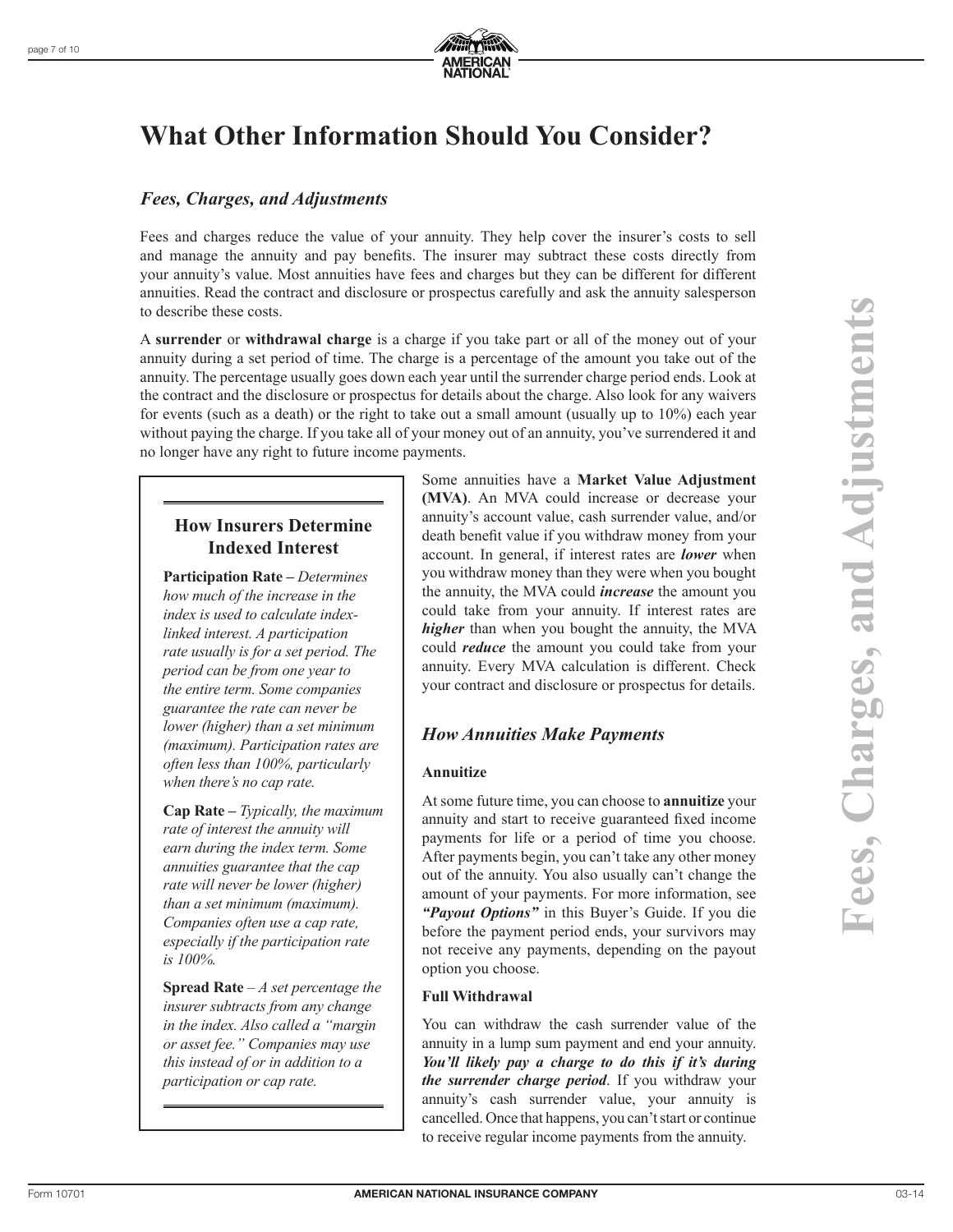# What Other Information Should You Consider?

## *Fees, Charges, and Adjustments*

Fees and charges reduce the value of your annuity. They help cover the insurer's costs to sell and manage the annuity and pay benefits. The insurer may subtract these costs directly from your annuity's value. Most annuities have fees and charges but they can be different for different annuities. Read the contract and disclosure or prospectus carefully and ask the annuity salesperson to describe these costs.

A **surrender** or **withdrawal charge** is a charge if you take part or all of the money out of your annuity during a set period of time. The charge is a percentage of the amount you take out of the annuity. The percentage usually goes down each year until the surrender charge period ends. Look at the contract and the disclosure or prospectus for details about the charge. Also look for any waivers for events (such as a death) or the right to take out a small amount (usually up to 10%) each year without paying the charge. If you take all of your money out of an annuity, you've surrendered it and no longer have any right to future income payments.

Some annuities have a **Market Value Adjustment (MVA)**. An MVA could increase or decrease your annuity's account value, cash surrender value, and/or death benefit value if you withdraw money from your account. In general, if interest rates are ***lower*** when you withdraw money than they were when you bought the annuity, the MVA could ***increase*** the amount you could take from your annuity. If interest rates are ***higher*** than when you bought the annuity, the MVA could ***reduce*** the amount you could take from your annuity. Every MVA calculation is different. Check your contract and disclosure or prospectus for details.

### How Insurers Determine Indexed Interest

**Participation Rate –** *Determines how much of the increase in the index is used to calculate index-linked interest. A participation rate usually is for a set period. The period can be from one year to the entire term. Some companies guarantee the rate can never be lower (higher) than a set minimum (maximum). Participation rates are often less than 100%, particularly when there's no cap rate.*

**Cap Rate –** *Typically, the maximum rate of interest the annuity will earn during the index term. Some annuities guarantee that the cap rate will never be lower (higher) than a set minimum (maximum). Companies often use a cap rate, especially if the participation rate is 100%.*

**Spread Rate** – *A set percentage the insurer subtracts from any change in the index. Also called a "margin or asset fee." Companies may use this instead of or in addition to a participation or cap rate.*

## *How Annuities Make Payments*

**Annuitize**

At some future time, you can choose to **annuitize** your annuity and start to receive guaranteed fixed income payments for life or a period of time you choose. After payments begin, you can't take any other money out of the annuity. You also usually can't change the amount of your payments. For more information, see ***"Payout Options"*** in this Buyer's Guide. If you die before the payment period ends, your survivors may not receive any payments, depending on the payout option you choose.

**Full Withdrawal**

You can withdraw the cash surrender value of the annuity in a lump sum payment and end your annuity. ***You'll likely pay a charge to do this if it's during the surrender charge period***. If you withdraw your annuity's cash surrender value, your annuity is cancelled. Once that happens, you can't start or continue to receive regular income payments from the annuity.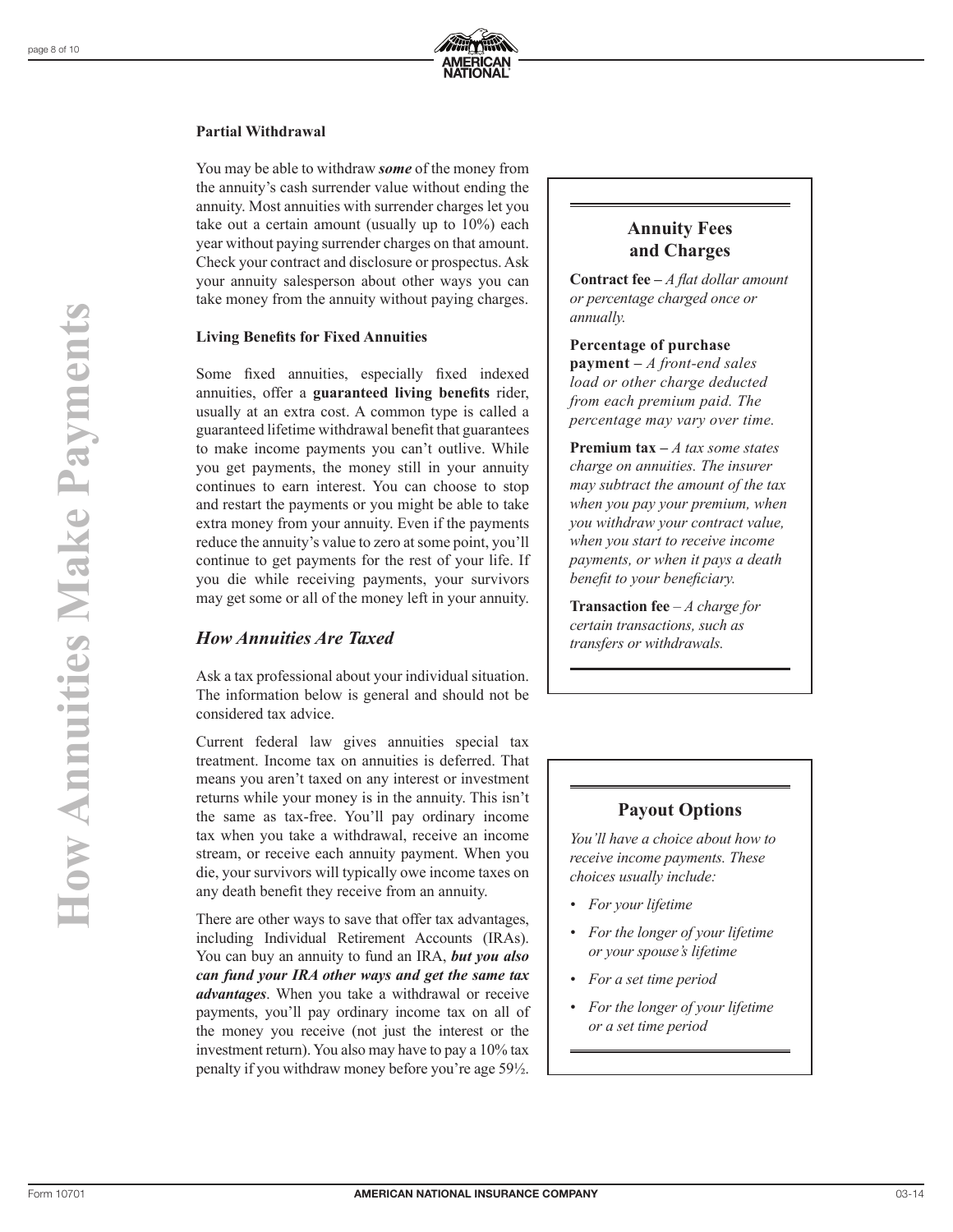### Partial Withdrawal

You may be able to withdraw ***some*** of the money from the annuity's cash surrender value without ending the annuity. Most annuities with surrender charges let you take out a certain amount (usually up to 10%) each year without paying surrender charges on that amount. Check your contract and disclosure or prospectus. Ask your annuity salesperson about other ways you can take money from the annuity without paying charges.

### Living Benefits for Fixed Annuities

Some fixed annuities, especially fixed indexed annuities, offer a **guaranteed living benefits** rider, usually at an extra cost. A common type is called a guaranteed lifetime withdrawal benefit that guarantees to make income payments you can't outlive. While you get payments, the money still in your annuity continues to earn interest. You can choose to stop and restart the payments or you might be able to take extra money from your annuity. Even if the payments reduce the annuity's value to zero at some point, you'll continue to get payments for the rest of your life. If you die while receiving payments, your survivors may get some or all of the money left in your annuity.

## *How Annuities Are Taxed*

Ask a tax professional about your individual situation. The information below is general and should not be considered tax advice.

Current federal law gives annuities special tax treatment. Income tax on annuities is deferred. That means you aren't taxed on any interest or investment returns while your money is in the annuity. This isn't the same as tax-free. You'll pay ordinary income tax when you take a withdrawal, receive an income stream, or receive each annuity payment. When you die, your survivors will typically owe income taxes on any death benefit they receive from an annuity.

There are other ways to save that offer tax advantages, including Individual Retirement Accounts (IRAs). You can buy an annuity to fund an IRA, ***but you also can fund your IRA other ways and get the same tax advantages***. When you take a withdrawal or receive payments, you'll pay ordinary income tax on all of the money you receive (not just the interest or the investment return). You also may have to pay a 10% tax penalty if you withdraw money before you're age 59½.

### Annuity Fees and Charges

**Contract fee –** *A flat dollar amount or percentage charged once or annually.*

**Percentage of purchase payment –** *A front-end sales load or other charge deducted from each premium paid. The percentage may vary over time.*

**Premium tax –** *A tax some states charge on annuities. The insurer may subtract the amount of the tax when you pay your premium, when you withdraw your contract value, when you start to receive income payments, or when it pays a death benefit to your beneficiary.*

**Transaction fee** – *A charge for certain transactions, such as transfers or withdrawals.*

### Payout Options

*You'll have a choice about how to receive income payments. These choices usually include:*

- *For your lifetime*
- *For the longer of your lifetime or your spouse's lifetime*
- *For a set time period*
- *For the longer of your lifetime or a set time period*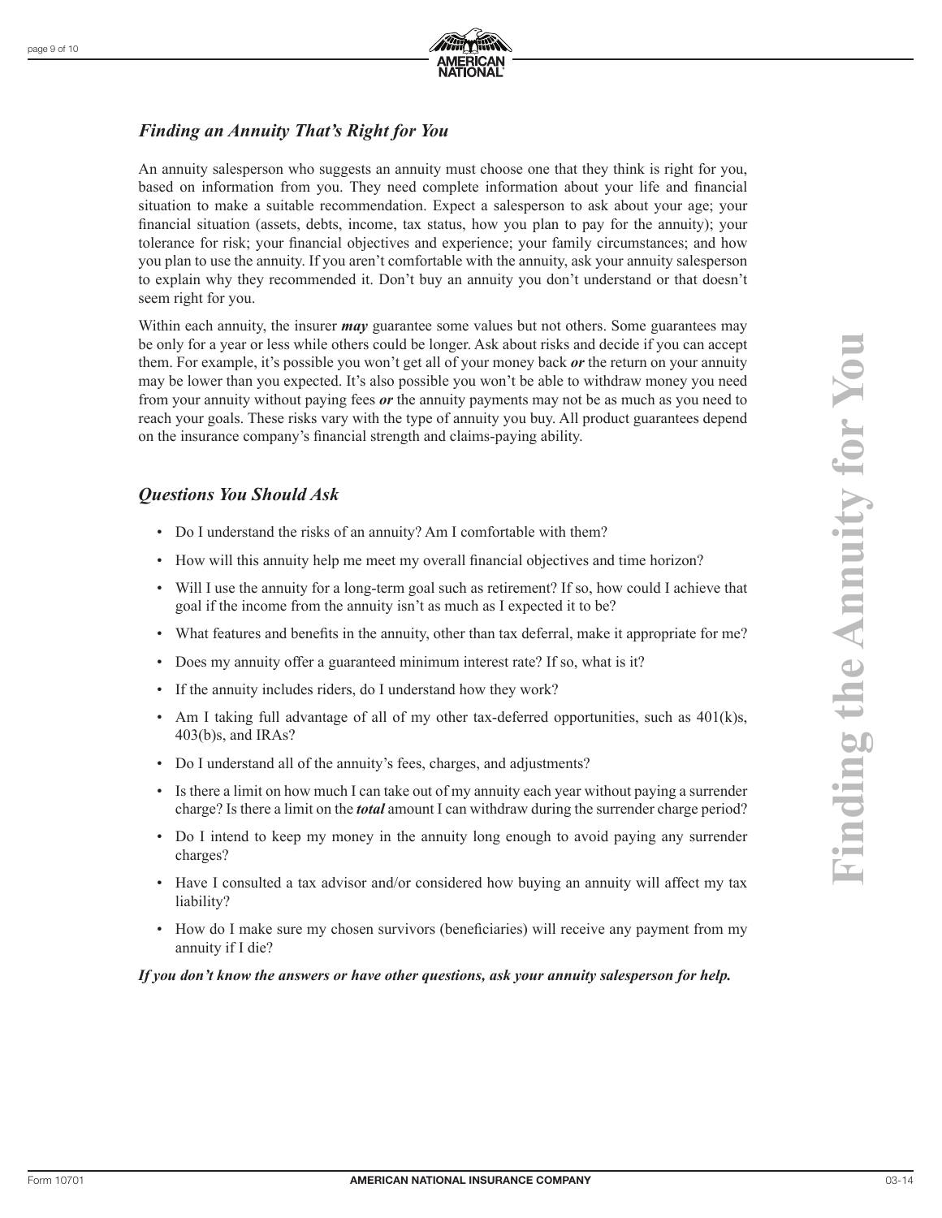### *Finding an Annuity That's Right for You*

An annuity salesperson who suggests an annuity must choose one that they think is right for you, based on information from you. They need complete information about your life and financial situation to make a suitable recommendation. Expect a salesperson to ask about your age; your financial situation (assets, debts, income, tax status, how you plan to pay for the annuity); your tolerance for risk; your financial objectives and experience; your family circumstances; and how you plan to use the annuity. If you aren't comfortable with the annuity, ask your annuity salesperson to explain why they recommended it. Don't buy an annuity you don't understand or that doesn't seem right for you.

Within each annuity, the insurer ***may*** guarantee some values but not others. Some guarantees may be only for a year or less while others could be longer. Ask about risks and decide if you can accept them. For example, it's possible you won't get all of your money back ***or*** the return on your annuity may be lower than you expected. It's also possible you won't be able to withdraw money you need from your annuity without paying fees ***or*** the annuity payments may not be as much as you need to reach your goals. These risks vary with the type of annuity you buy. All product guarantees depend on the insurance company's financial strength and claims-paying ability.

### *Questions You Should Ask*

- Do I understand the risks of an annuity? Am I comfortable with them?
- How will this annuity help me meet my overall financial objectives and time horizon?
- Will I use the annuity for a long-term goal such as retirement? If so, how could I achieve that goal if the income from the annuity isn't as much as I expected it to be?
- What features and benefits in the annuity, other than tax deferral, make it appropriate for me?
- Does my annuity offer a guaranteed minimum interest rate? If so, what is it?
- If the annuity includes riders, do I understand how they work?
- Am I taking full advantage of all of my other tax-deferred opportunities, such as 401(k)s, 403(b)s, and IRAs?
- Do I understand all of the annuity's fees, charges, and adjustments?
- Is there a limit on how much I can take out of my annuity each year without paying a surrender charge? Is there a limit on the ***total*** amount I can withdraw during the surrender charge period?
- Do I intend to keep my money in the annuity long enough to avoid paying any surrender charges?
- Have I consulted a tax advisor and/or considered how buying an annuity will affect my tax liability?
- How do I make sure my chosen survivors (beneficiaries) will receive any payment from my annuity if I die?

***If you don't know the answers or have other questions, ask your annuity salesperson for help.***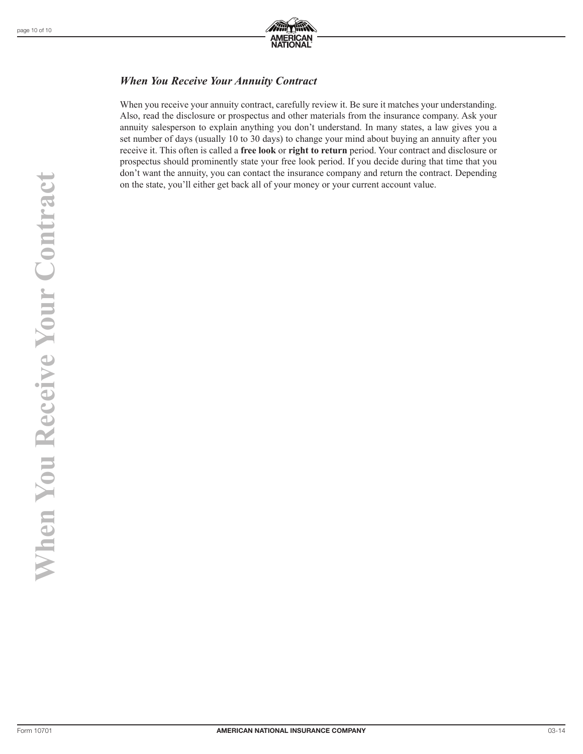### *When You Receive Your Annuity Contract*

When you receive your annuity contract, carefully review it. Be sure it matches your understanding. Also, read the disclosure or prospectus and other materials from the insurance company. Ask your annuity salesperson to explain anything you don't understand. In many states, a law gives you a set number of days (usually 10 to 30 days) to change your mind about buying an annuity after you receive it. This often is called a **free look** or **right to return** period. Your contract and disclosure or prospectus should prominently state your free look period. If you decide during that time that you don't want the annuity, you can contact the insurance company and return the contract. Depending on the state, you'll either get back all of your money or your current account value.